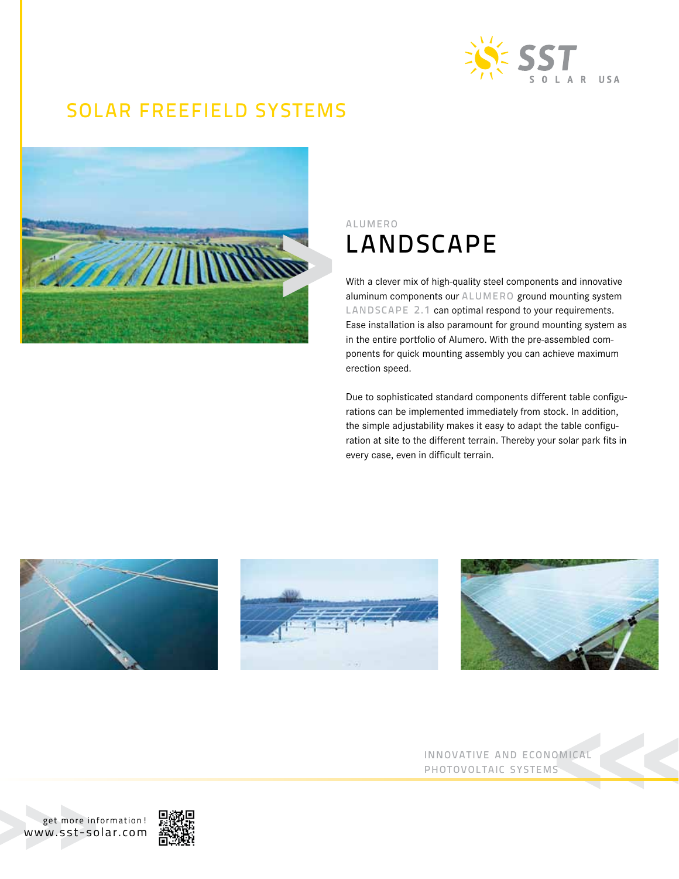SST SOLAR USA

# SOLAR FREEFIELD SYSTEMS

ALUMERO

## LANDSCAPE

With a clever mix of high-quality steel components and innovative aluminum components our ALUMERO ground mounting system LANDSCAPE 2.1 can optimal respond to your requirements. Ease installation is also paramount for ground mounting system as in the entire portfolio of Alumero. With the pre-assembled components for quick mounting assembly you can achieve maximum erection speed.

Due to sophisticated standard components different table configurations can be implemented immediately from stock. In addition, the simple adjustability makes it easy to adapt the table configuration at site to the different terrain. Thereby your solar park fits in every case, even in difficult terrain.

INNOVATIVE AND ECONOMICAL PHOTOVOLTAIC SYSTEMS

get more information!
www.sst-solar.com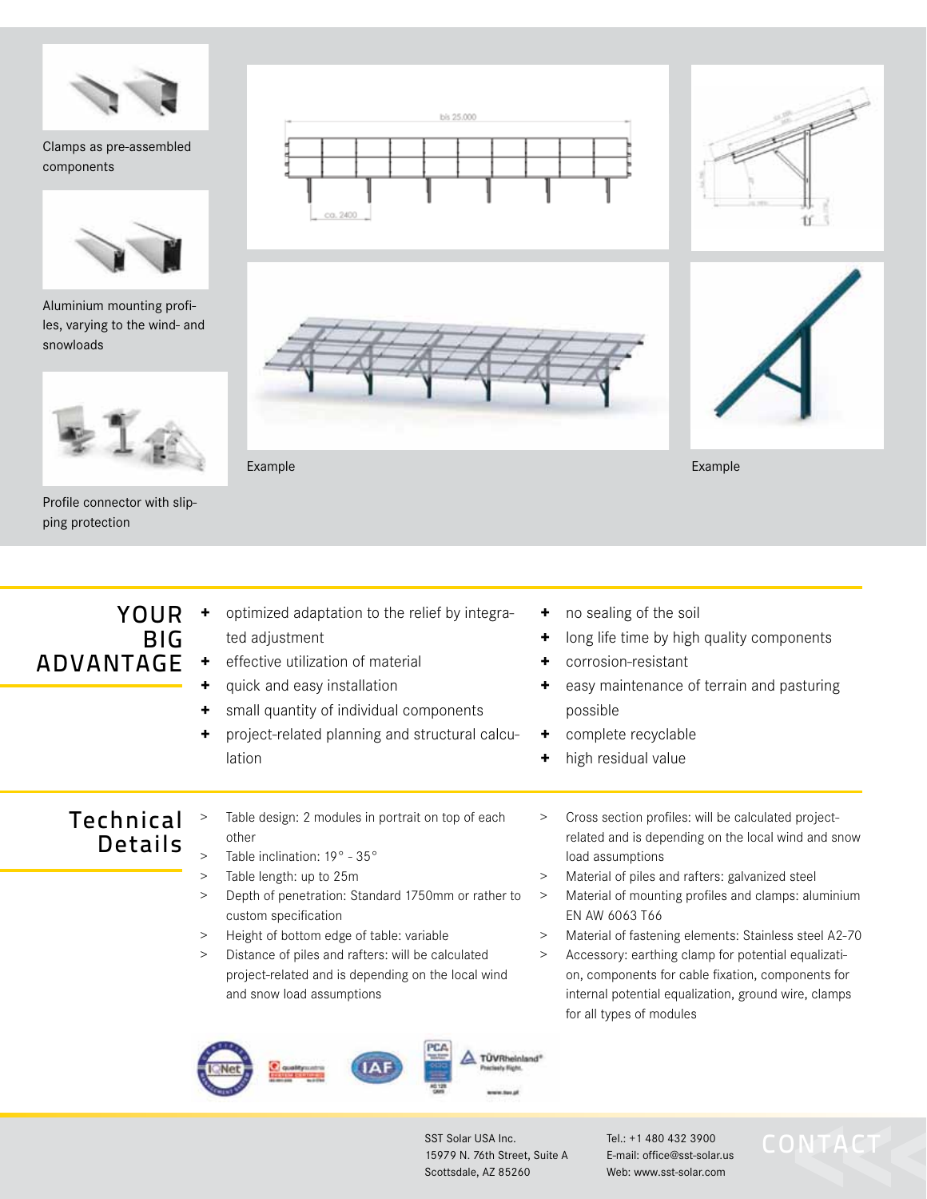Clamps as pre-assembled components

Aluminium mounting profiles, varying to the wind- and snowloads

Profile connector with slipping protection

bis 25.000

ca. 2400

Example

Example

## YOUR BIG ADVANTAGE

- optimized adaptation to the relief by integrated adjustment
- effective utilization of material
- quick and easy installation
- small quantity of individual components
- project-related planning and structural calculation
- no sealing of the soil
- long life time by high quality components
- corrosion-resistant
- easy maintenance of terrain and pasturing possible
- complete recyclable
- high residual value

## Technical Details

> Table design: 2 modules in portrait on top of each other

> Table inclination: 19° - 35°

> Table length: up to 25m

> Depth of penetration: Standard 1750mm or rather to custom specification

> Height of bottom edge of table: variable

> Distance of piles and rafters: will be calculated project-related and is depending on the local wind and snow load assumptions

> Cross section profiles: will be calculated project-related and is depending on the local wind and snow load assumptions

> Material of piles and rafters: galvanized steel

> Material of mounting profiles and clamps: aluminium EN AW 6063 T66

> Material of fastening elements: Stainless steel A2-70

> Accessory: earthing clamp for potential equalization, components for cable fixation, components for internal potential equalization, ground wire, clamps for all types of modules

SST Solar USA Inc.
15979 N. 76th Street, Suite A
Scottsdale, AZ 85260

Tel.: +1 480 432 3900
E-mail: office@sst-solar.us
Web: www.sst-solar.com

CONTACT